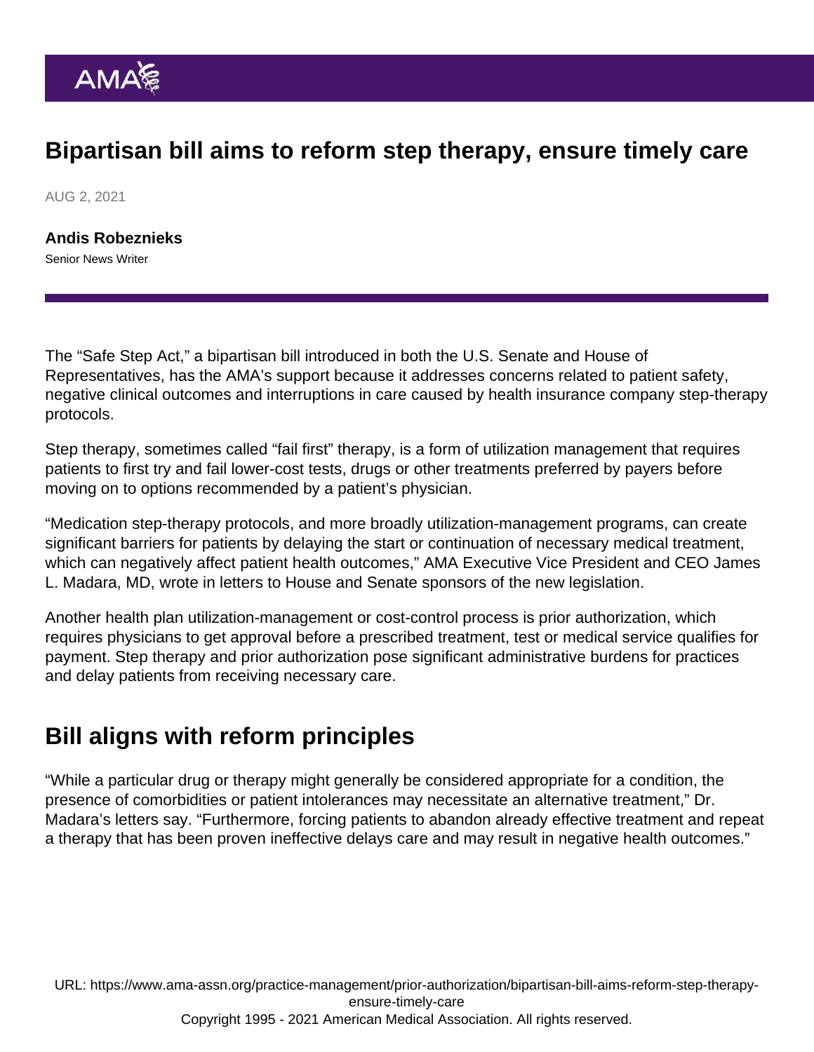# Bipartisan bill aims to reform step therapy, ensure timely care

AUG 2, 2021

**Andis Robeznieks**
Senior News Writer

The "Safe Step Act," a bipartisan bill introduced in both the U.S. Senate and House of Representatives, has the AMA's support because it addresses concerns related to patient safety, negative clinical outcomes and interruptions in care caused by health insurance company step-therapy protocols.

Step therapy, sometimes called "fail first" therapy, is a form of utilization management that requires patients to first try and fail lower-cost tests, drugs or other treatments preferred by payers before moving on to options recommended by a patient's physician.

"Medication step-therapy protocols, and more broadly utilization-management programs, can create significant barriers for patients by delaying the start or continuation of necessary medical treatment, which can negatively affect patient health outcomes," AMA Executive Vice President and CEO James L. Madara, MD, wrote in letters to House and Senate sponsors of the new legislation.

Another health plan utilization-management or cost-control process is prior authorization, which requires physicians to get approval before a prescribed treatment, test or medical service qualifies for payment. Step therapy and prior authorization pose significant administrative burdens for practices and delay patients from receiving necessary care.

## Bill aligns with reform principles

"While a particular drug or therapy might generally be considered appropriate for a condition, the presence of comorbidities or patient intolerances may necessitate an alternative treatment," Dr. Madara's letters say. "Furthermore, forcing patients to abandon already effective treatment and repeat a therapy that has been proven ineffective delays care and may result in negative health outcomes."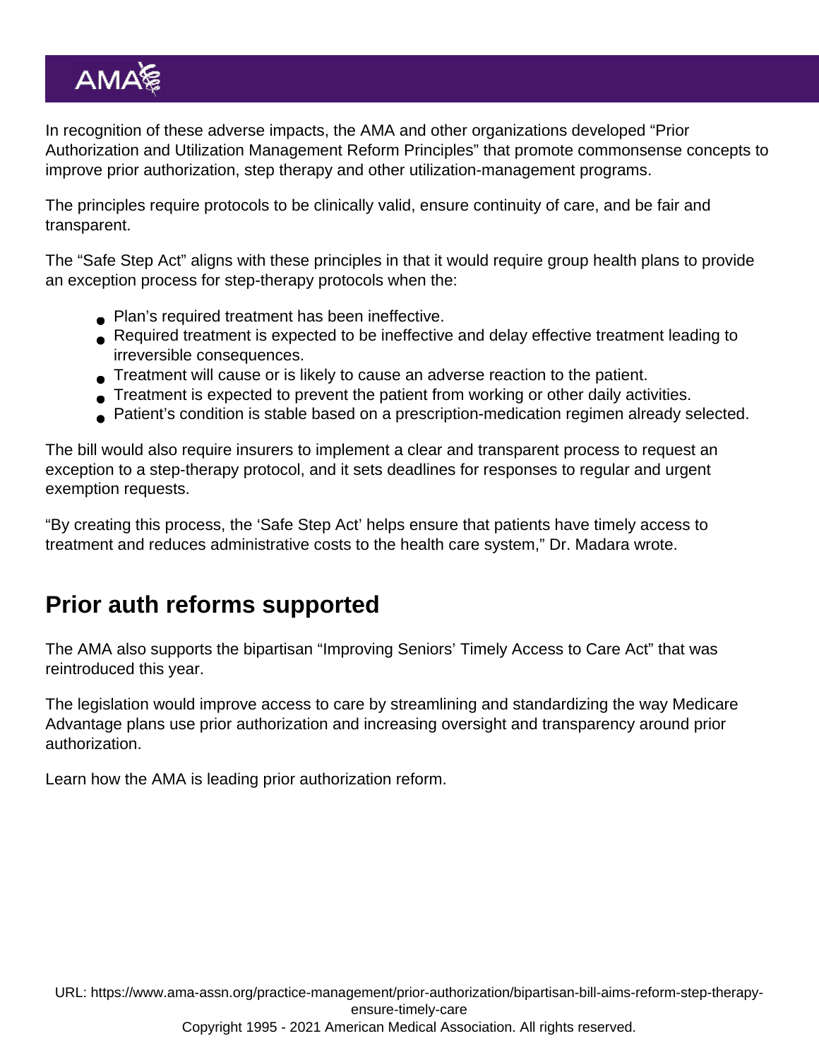In recognition of these adverse impacts, the AMA and other organizations developed "Prior Authorization and Utilization Management Reform Principles" that promote commonsense concepts to improve prior authorization, step therapy and other utilization-management programs.

The principles require protocols to be clinically valid, ensure continuity of care, and be fair and transparent.

The "Safe Step Act" aligns with these principles in that it would require group health plans to provide an exception process for step-therapy protocols when the:

- Plan's required treatment has been ineffective.
- Required treatment is expected to be ineffective and delay effective treatment leading to irreversible consequences.
- Treatment will cause or is likely to cause an adverse reaction to the patient.
- Treatment is expected to prevent the patient from working or other daily activities.
- Patient's condition is stable based on a prescription-medication regimen already selected.

The bill would also require insurers to implement a clear and transparent process to request an exception to a step-therapy protocol, and it sets deadlines for responses to regular and urgent exemption requests.

"By creating this process, the 'Safe Step Act' helps ensure that patients have timely access to treatment and reduces administrative costs to the health care system," Dr. Madara wrote.

## Prior auth reforms supported

The AMA also supports the bipartisan "Improving Seniors' Timely Access to Care Act" that was reintroduced this year.

The legislation would improve access to care by streamlining and standardizing the way Medicare Advantage plans use prior authorization and increasing oversight and transparency around prior authorization.

Learn how the AMA is leading prior authorization reform.